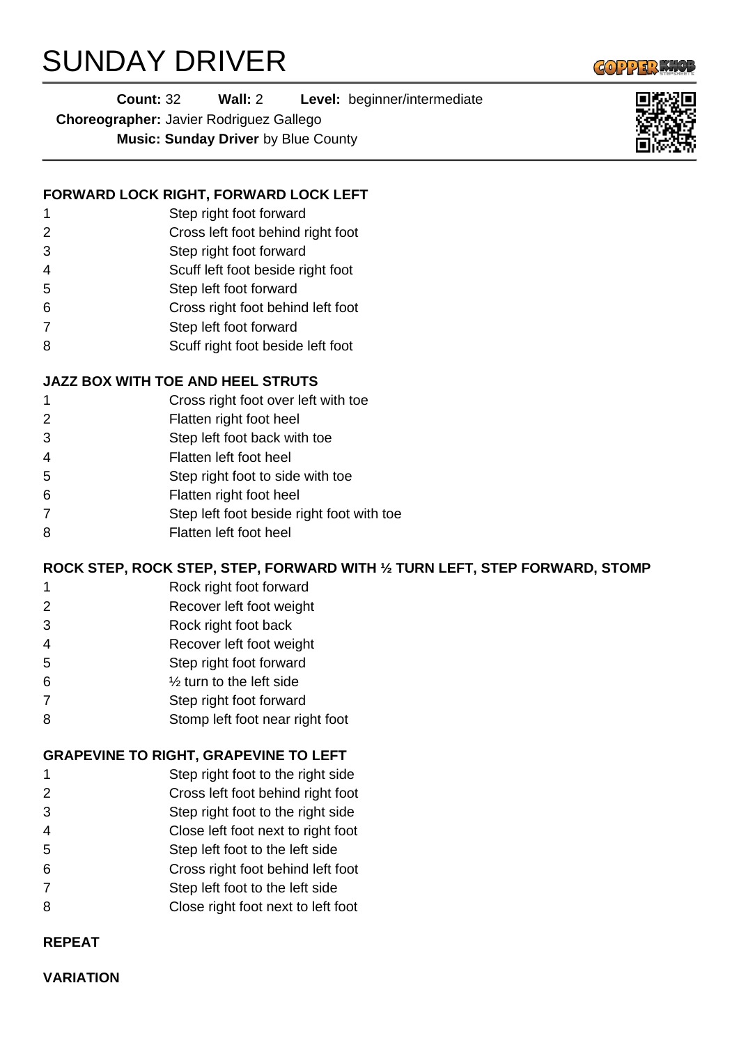# SUNDAY DRIVER

**Count:** 32 **Wall:** 2 **Level:** beginner/intermediate
**Choreographer:** Javier Rodriguez Gallego
**Music:** **Sunday Driver** by Blue County

**FORWARD LOCK RIGHT, FORWARD LOCK LEFT**

| | |
|---|---|
| 1 | Step right foot forward |
| 2 | Cross left foot behind right foot |
| 3 | Step right foot forward |
| 4 | Scuff left foot beside right foot |
| 5 | Step left foot forward |
| 6 | Cross right foot behind left foot |
| 7 | Step left foot forward |
| 8 | Scuff right foot beside left foot |

**JAZZ BOX WITH TOE AND HEEL STRUTS**

| | |
|---|---|
| 1 | Cross right foot over left with toe |
| 2 | Flatten right foot heel |
| 3 | Step left foot back with toe |
| 4 | Flatten left foot heel |
| 5 | Step right foot to side with toe |
| 6 | Flatten right foot heel |
| 7 | Step left foot beside right foot with toe |
| 8 | Flatten left foot heel |

**ROCK STEP, ROCK STEP, STEP, FORWARD WITH ½ TURN LEFT, STEP FORWARD, STOMP**

| | |
|---|---|
| 1 | Rock right foot forward |
| 2 | Recover left foot weight |
| 3 | Rock right foot back |
| 4 | Recover left foot weight |
| 5 | Step right foot forward |
| 6 | ½ turn to the left side |
| 7 | Step right foot forward |
| 8 | Stomp left foot near right foot |

**GRAPEVINE TO RIGHT, GRAPEVINE TO LEFT**

| | |
|---|---|
| 1 | Step right foot to the right side |
| 2 | Cross left foot behind right foot |
| 3 | Step right foot to the right side |
| 4 | Close left foot next to right foot |
| 5 | Step left foot to the left side |
| 6 | Cross right foot behind left foot |
| 7 | Step left foot to the left side |
| 8 | Close right foot next to left foot |

**REPEAT**

**VARIATION**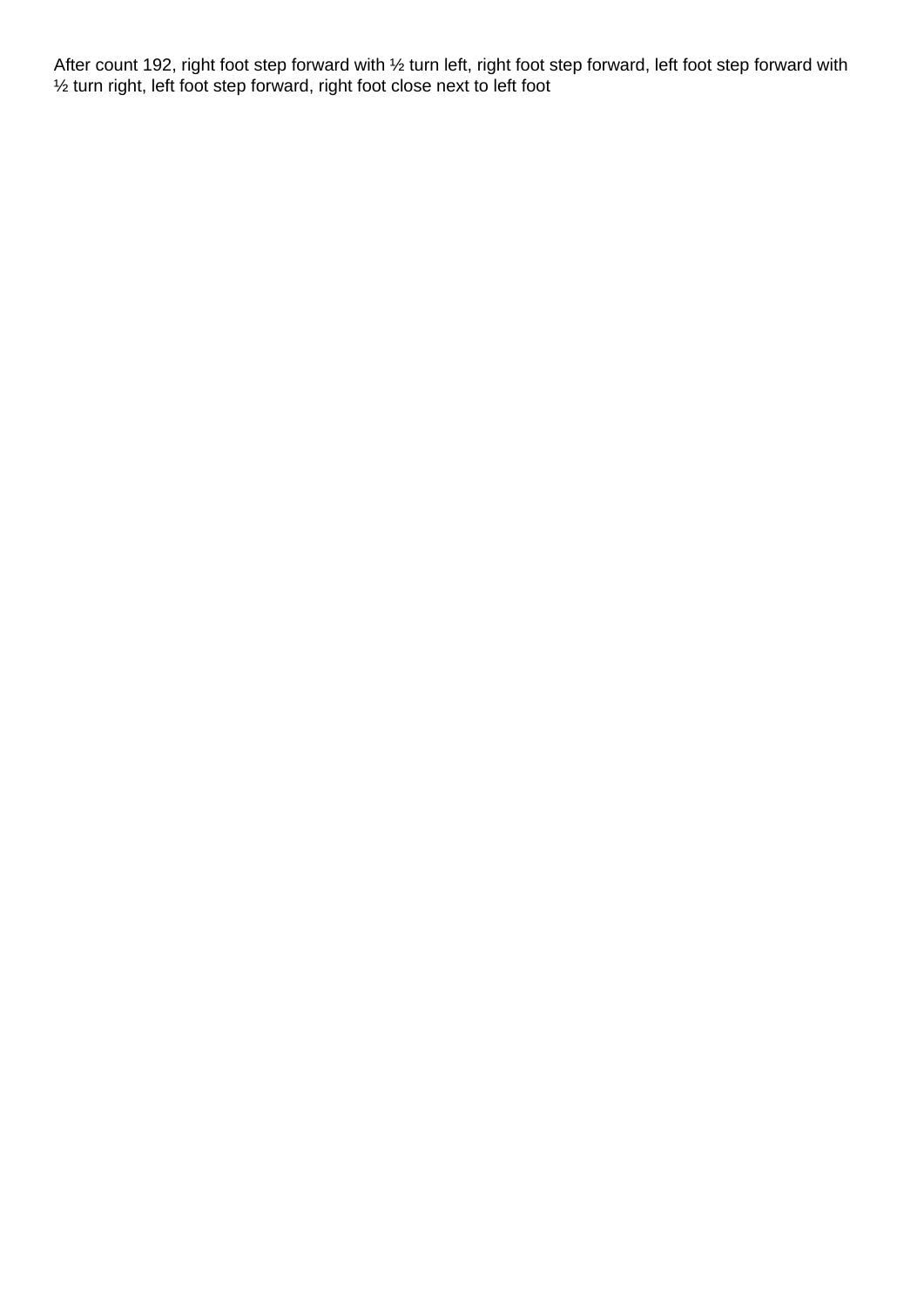After count 192, right foot step forward with ½ turn left, right foot step forward, left foot step forward with ½ turn right, left foot step forward, right foot close next to left foot